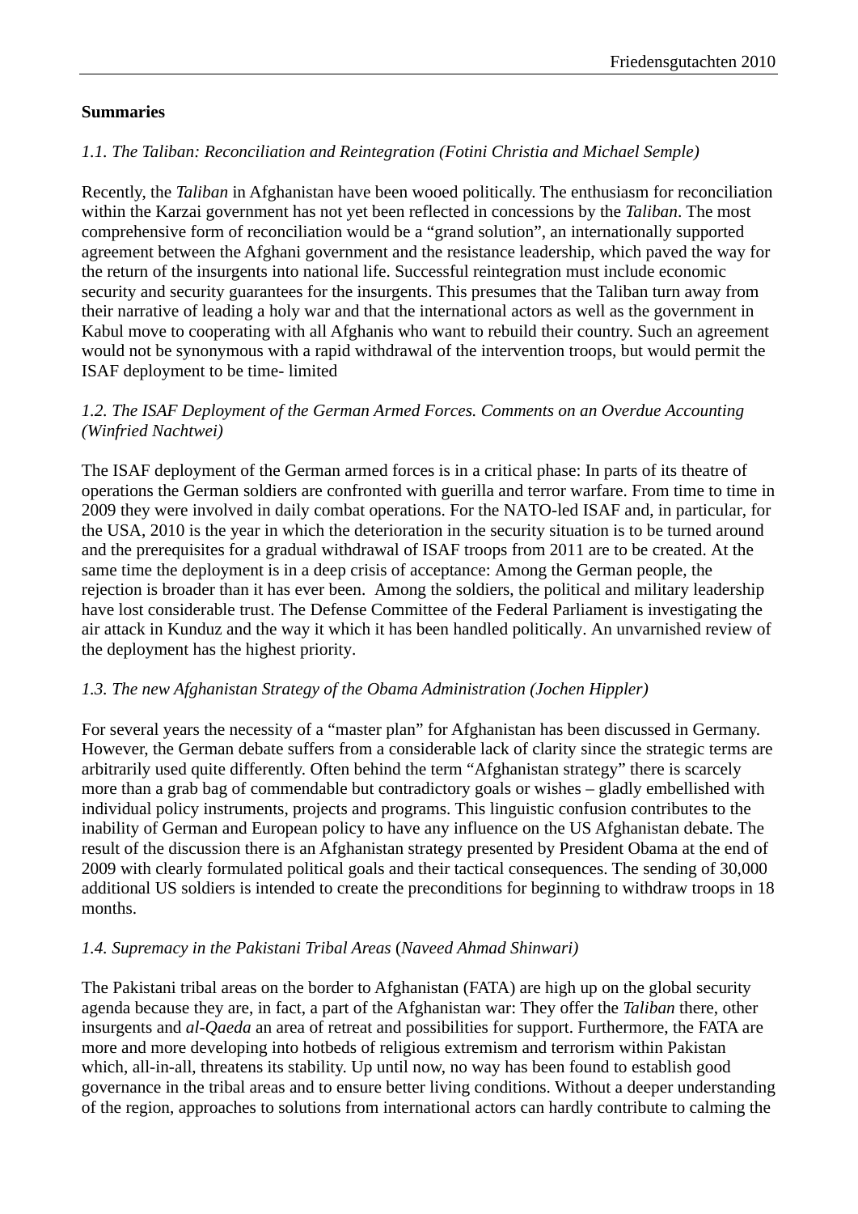**Summaries**

*1.1. The Taliban: Reconciliation and Reintegration (Fotini Christia and Michael Semple)*

Recently, the *Taliban* in Afghanistan have been wooed politically. The enthusiasm for reconciliation within the Karzai government has not yet been reflected in concessions by the *Taliban*. The most comprehensive form of reconciliation would be a "grand solution", an internationally supported agreement between the Afghani government and the resistance leadership, which paved the way for the return of the insurgents into national life. Successful reintegration must include economic security and security guarantees for the insurgents. This presumes that the Taliban turn away from their narrative of leading a holy war and that the international actors as well as the government in Kabul move to cooperating with all Afghanis who want to rebuild their country. Such an agreement would not be synonymous with a rapid withdrawal of the intervention troops, but would permit the ISAF deployment to be time- limited

*1.2. The ISAF Deployment of the German Armed Forces. Comments on an Overdue Accounting (Winfried Nachtwei)*

The ISAF deployment of the German armed forces is in a critical phase: In parts of its theatre of operations the German soldiers are confronted with guerilla and terror warfare. From time to time in 2009 they were involved in daily combat operations. For the NATO-led ISAF and, in particular, for the USA, 2010 is the year in which the deterioration in the security situation is to be turned around and the prerequisites for a gradual withdrawal of ISAF troops from 2011 are to be created. At the same time the deployment is in a deep crisis of acceptance: Among the German people, the rejection is broader than it has ever been. Among the soldiers, the political and military leadership have lost considerable trust. The Defense Committee of the Federal Parliament is investigating the air attack in Kunduz and the way it which it has been handled politically. An unvarnished review of the deployment has the highest priority.

*1.3. The new Afghanistan Strategy of the Obama Administration (Jochen Hippler)*

For several years the necessity of a "master plan" for Afghanistan has been discussed in Germany. However, the German debate suffers from a considerable lack of clarity since the strategic terms are arbitrarily used quite differently. Often behind the term "Afghanistan strategy" there is scarcely more than a grab bag of commendable but contradictory goals or wishes – gladly embellished with individual policy instruments, projects and programs. This linguistic confusion contributes to the inability of German and European policy to have any influence on the US Afghanistan debate. The result of the discussion there is an Afghanistan strategy presented by President Obama at the end of 2009 with clearly formulated political goals and their tactical consequences. The sending of 30,000 additional US soldiers is intended to create the preconditions for beginning to withdraw troops in 18 months.

*1.4. Supremacy in the Pakistani Tribal Areas (Naveed Ahmad Shinwari)*

The Pakistani tribal areas on the border to Afghanistan (FATA) are high up on the global security agenda because they are, in fact, a part of the Afghanistan war: They offer the *Taliban* there, other insurgents and *al-Qaeda* an area of retreat and possibilities for support. Furthermore, the FATA are more and more developing into hotbeds of religious extremism and terrorism within Pakistan which, all-in-all, threatens its stability. Up until now, no way has been found to establish good governance in the tribal areas and to ensure better living conditions. Without a deeper understanding of the region, approaches to solutions from international actors can hardly contribute to calming the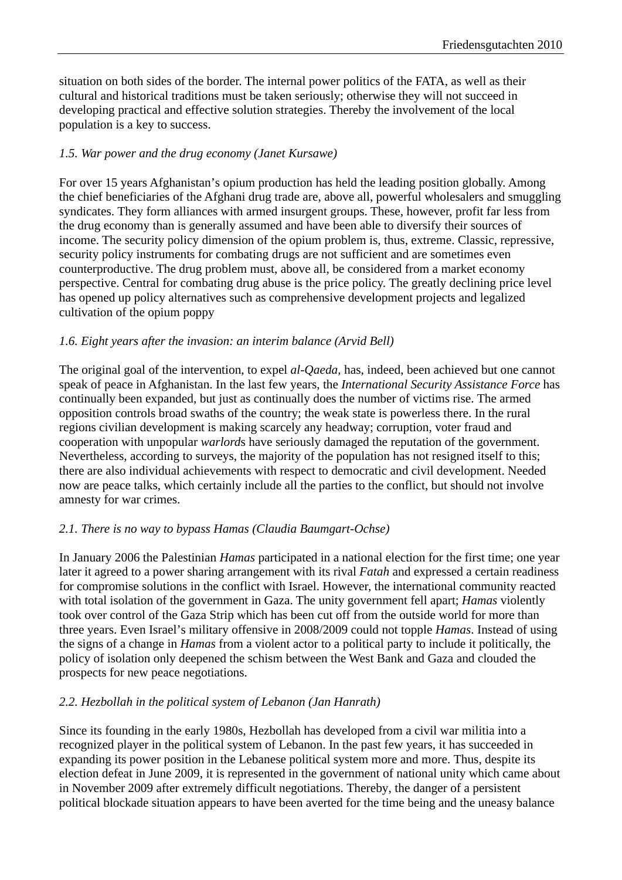situation on both sides of the border. The internal power politics of the FATA, as well as their cultural and historical traditions must be taken seriously; otherwise they will not succeed in developing practical and effective solution strategies. Thereby the involvement of the local population is a key to success.

*1.5. War power and the drug economy (Janet Kursawe)*

For over 15 years Afghanistan's opium production has held the leading position globally. Among the chief beneficiaries of the Afghani drug trade are, above all, powerful wholesalers and smuggling syndicates. They form alliances with armed insurgent groups. These, however, profit far less from the drug economy than is generally assumed and have been able to diversify their sources of income. The security policy dimension of the opium problem is, thus, extreme. Classic, repressive, security policy instruments for combating drugs are not sufficient and are sometimes even counterproductive. The drug problem must, above all, be considered from a market economy perspective. Central for combating drug abuse is the price policy. The greatly declining price level has opened up policy alternatives such as comprehensive development projects and legalized cultivation of the opium poppy

*1.6. Eight years after the invasion: an interim balance (Arvid Bell)*

The original goal of the intervention, to expel *al-Qaeda*, has, indeed, been achieved but one cannot speak of peace in Afghanistan. In the last few years, the *International Security Assistance Force* has continually been expanded, but just as continually does the number of victims rise. The armed opposition controls broad swaths of the country; the weak state is powerless there. In the rural regions civilian development is making scarcely any headway; corruption, voter fraud and cooperation with unpopular *warlord*s have seriously damaged the reputation of the government. Nevertheless, according to surveys, the majority of the population has not resigned itself to this; there are also individual achievements with respect to democratic and civil development. Needed now are peace talks, which certainly include all the parties to the conflict, but should not involve amnesty for war crimes.

*2.1. There is no way to bypass Hamas (Claudia Baumgart-Ochse)*

In January 2006 the Palestinian *Hamas* participated in a national election for the first time; one year later it agreed to a power sharing arrangement with its rival *Fatah* and expressed a certain readiness for compromise solutions in the conflict with Israel. However, the international community reacted with total isolation of the government in Gaza. The unity government fell apart; *Hamas* violently took over control of the Gaza Strip which has been cut off from the outside world for more than three years. Even Israel's military offensive in 2008/2009 could not topple *Hamas*. Instead of using the signs of a change in *Hamas* from a violent actor to a political party to include it politically, the policy of isolation only deepened the schism between the West Bank and Gaza and clouded the prospects for new peace negotiations.

*2.2. Hezbollah in the political system of Lebanon (Jan Hanrath)*

Since its founding in the early 1980s, Hezbollah has developed from a civil war militia into a recognized player in the political system of Lebanon. In the past few years, it has succeeded in expanding its power position in the Lebanese political system more and more. Thus, despite its election defeat in June 2009, it is represented in the government of national unity which came about in November 2009 after extremely difficult negotiations. Thereby, the danger of a persistent political blockade situation appears to have been averted for the time being and the uneasy balance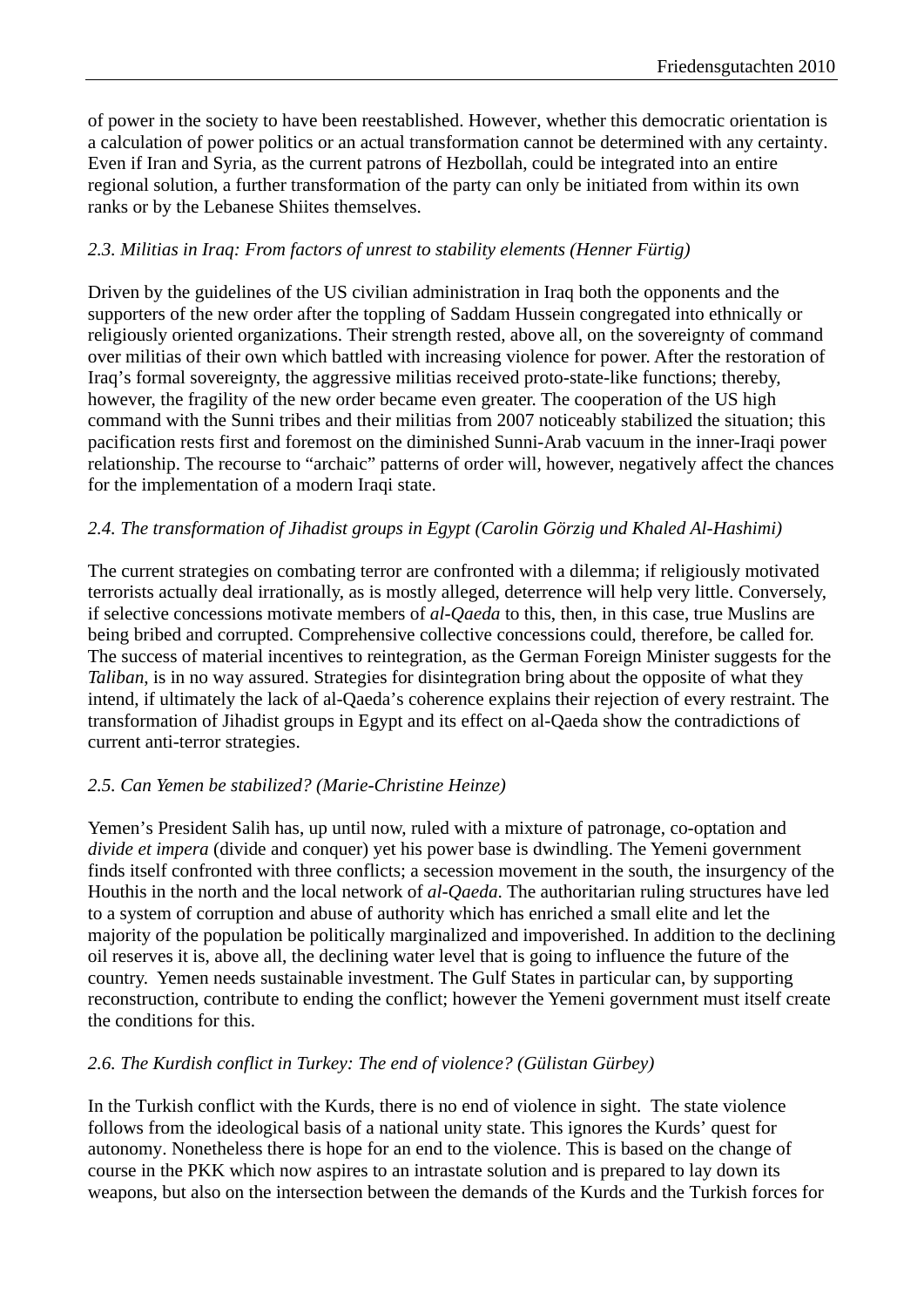of power in the society to have been reestablished. However, whether this democratic orientation is a calculation of power politics or an actual transformation cannot be determined with any certainty. Even if Iran and Syria, as the current patrons of Hezbollah, could be integrated into an entire regional solution, a further transformation of the party can only be initiated from within its own ranks or by the Lebanese Shiites themselves.

### *2.3. Militias in Iraq: From factors of unrest to stability elements (Henner Fürtig)*

Driven by the guidelines of the US civilian administration in Iraq both the opponents and the supporters of the new order after the toppling of Saddam Hussein congregated into ethnically or religiously oriented organizations. Their strength rested, above all, on the sovereignty of command over militias of their own which battled with increasing violence for power. After the restoration of Iraq's formal sovereignty, the aggressive militias received proto-state-like functions; thereby, however, the fragility of the new order became even greater. The cooperation of the US high command with the Sunni tribes and their militias from 2007 noticeably stabilized the situation; this pacification rests first and foremost on the diminished Sunni-Arab vacuum in the inner-Iraqi power relationship. The recourse to "archaic" patterns of order will, however, negatively affect the chances for the implementation of a modern Iraqi state.

### *2.4. The transformation of Jihadist groups in Egypt (Carolin Görzig und Khaled Al-Hashimi)*

The current strategies on combating terror are confronted with a dilemma; if religiously motivated terrorists actually deal irrationally, as is mostly alleged, deterrence will help very little. Conversely, if selective concessions motivate members of *al-Qaeda* to this, then, in this case, true Muslins are being bribed and corrupted. Comprehensive collective concessions could, therefore, be called for. The success of material incentives to reintegration, as the German Foreign Minister suggests for the *Taliban*, is in no way assured. Strategies for disintegration bring about the opposite of what they intend, if ultimately the lack of al-Qaeda's coherence explains their rejection of every restraint. The transformation of Jihadist groups in Egypt and its effect on al-Qaeda show the contradictions of current anti-terror strategies.

### *2.5. Can Yemen be stabilized? (Marie-Christine Heinze)*

Yemen's President Salih has, up until now, ruled with a mixture of patronage, co-optation and *divide et impera* (divide and conquer) yet his power base is dwindling. The Yemeni government finds itself confronted with three conflicts; a secession movement in the south, the insurgency of the Houthis in the north and the local network of *al-Qaeda*. The authoritarian ruling structures have led to a system of corruption and abuse of authority which has enriched a small elite and let the majority of the population be politically marginalized and impoverished. In addition to the declining oil reserves it is, above all, the declining water level that is going to influence the future of the country. Yemen needs sustainable investment. The Gulf States in particular can, by supporting reconstruction, contribute to ending the conflict; however the Yemeni government must itself create the conditions for this.

### *2.6. The Kurdish conflict in Turkey: The end of violence? (Gülistan Gürbey)*

In the Turkish conflict with the Kurds, there is no end of violence in sight. The state violence follows from the ideological basis of a national unity state. This ignores the Kurds' quest for autonomy. Nonetheless there is hope for an end to the violence. This is based on the change of course in the PKK which now aspires to an intrastate solution and is prepared to lay down its weapons, but also on the intersection between the demands of the Kurds and the Turkish forces for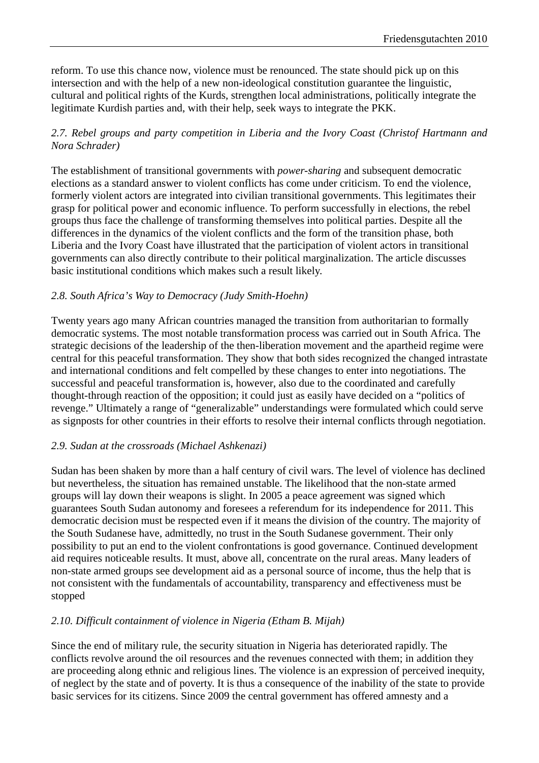reform. To use this chance now, violence must be renounced. The state should pick up on this intersection and with the help of a new non-ideological constitution guarantee the linguistic, cultural and political rights of the Kurds, strengthen local administrations, politically integrate the legitimate Kurdish parties and, with their help, seek ways to integrate the PKK.

*2.7. Rebel groups and party competition in Liberia and the Ivory Coast (Christof Hartmann and Nora Schrader)*

The establishment of transitional governments with *power-sharing* and subsequent democratic elections as a standard answer to violent conflicts has come under criticism. To end the violence, formerly violent actors are integrated into civilian transitional governments. This legitimates their grasp for political power and economic influence. To perform successfully in elections, the rebel groups thus face the challenge of transforming themselves into political parties. Despite all the differences in the dynamics of the violent conflicts and the form of the transition phase, both Liberia and the Ivory Coast have illustrated that the participation of violent actors in transitional governments can also directly contribute to their political marginalization. The article discusses basic institutional conditions which makes such a result likely.

*2.8. South Africa's Way to Democracy (Judy Smith-Hoehn)*

Twenty years ago many African countries managed the transition from authoritarian to formally democratic systems. The most notable transformation process was carried out in South Africa. The strategic decisions of the leadership of the then-liberation movement and the apartheid regime were central for this peaceful transformation. They show that both sides recognized the changed intrastate and international conditions and felt compelled by these changes to enter into negotiations. The successful and peaceful transformation is, however, also due to the coordinated and carefully thought-through reaction of the opposition; it could just as easily have decided on a "politics of revenge." Ultimately a range of "generalizable" understandings were formulated which could serve as signposts for other countries in their efforts to resolve their internal conflicts through negotiation.

*2.9. Sudan at the crossroads (Michael Ashkenazi)*

Sudan has been shaken by more than a half century of civil wars. The level of violence has declined but nevertheless, the situation has remained unstable. The likelihood that the non-state armed groups will lay down their weapons is slight. In 2005 a peace agreement was signed which guarantees South Sudan autonomy and foresees a referendum for its independence for 2011. This democratic decision must be respected even if it means the division of the country. The majority of the South Sudanese have, admittedly, no trust in the South Sudanese government. Their only possibility to put an end to the violent confrontations is good governance. Continued development aid requires noticeable results. It must, above all, concentrate on the rural areas. Many leaders of non-state armed groups see development aid as a personal source of income, thus the help that is not consistent with the fundamentals of accountability, transparency and effectiveness must be stopped

*2.10. Difficult containment of violence in Nigeria (Etham B. Mijah)*

Since the end of military rule, the security situation in Nigeria has deteriorated rapidly. The conflicts revolve around the oil resources and the revenues connected with them; in addition they are proceeding along ethnic and religious lines. The violence is an expression of perceived inequity, of neglect by the state and of poverty. It is thus a consequence of the inability of the state to provide basic services for its citizens. Since 2009 the central government has offered amnesty and a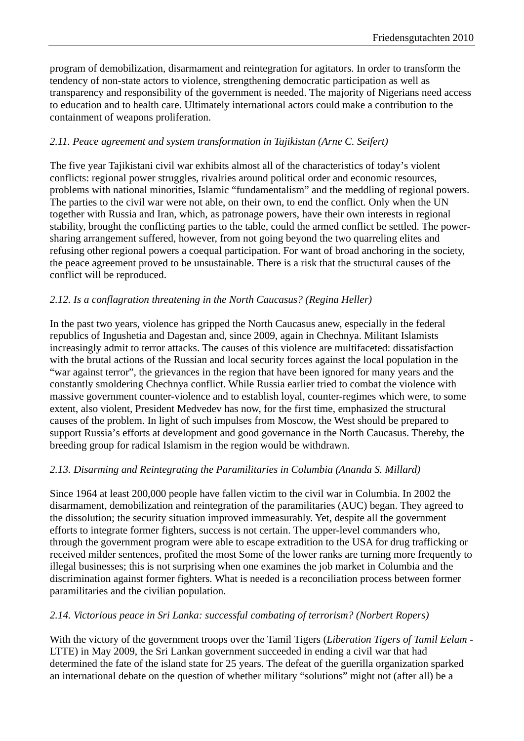program of demobilization, disarmament and reintegration for agitators. In order to transform the tendency of non-state actors to violence, strengthening democratic participation as well as transparency and responsibility of the government is needed. The majority of Nigerians need access to education and to health care. Ultimately international actors could make a contribution to the containment of weapons proliferation.

### *2.11. Peace agreement and system transformation in Tajikistan (Arne C. Seifert)*

The five year Tajikistani civil war exhibits almost all of the characteristics of today's violent conflicts: regional power struggles, rivalries around political order and economic resources, problems with national minorities, Islamic "fundamentalism" and the meddling of regional powers. The parties to the civil war were not able, on their own, to end the conflict. Only when the UN together with Russia and Iran, which, as patronage powers, have their own interests in regional stability, brought the conflicting parties to the table, could the armed conflict be settled. The power-sharing arrangement suffered, however, from not going beyond the two quarreling elites and refusing other regional powers a coequal participation. For want of broad anchoring in the society, the peace agreement proved to be unsustainable. There is a risk that the structural causes of the conflict will be reproduced.

### *2.12. Is a conflagration threatening in the North Caucasus? (Regina Heller)*

In the past two years, violence has gripped the North Caucasus anew, especially in the federal republics of Ingushetia and Dagestan and, since 2009, again in Chechnya. Militant Islamists increasingly admit to terror attacks. The causes of this violence are multifaceted: dissatisfaction with the brutal actions of the Russian and local security forces against the local population in the "war against terror", the grievances in the region that have been ignored for many years and the constantly smoldering Chechnya conflict. While Russia earlier tried to combat the violence with massive government counter-violence and to establish loyal, counter-regimes which were, to some extent, also violent, President Medvedev has now, for the first time, emphasized the structural causes of the problem. In light of such impulses from Moscow, the West should be prepared to support Russia's efforts at development and good governance in the North Caucasus. Thereby, the breeding group for radical Islamism in the region would be withdrawn.

### *2.13. Disarming and Reintegrating the Paramilitaries in Columbia (Ananda S. Millard)*

Since 1964 at least 200,000 people have fallen victim to the civil war in Columbia. In 2002 the disarmament, demobilization and reintegration of the paramilitaries (AUC) began. They agreed to the dissolution; the security situation improved immeasurably. Yet, despite all the government efforts to integrate former fighters, success is not certain. The upper-level commanders who, through the government program were able to escape extradition to the USA for drug trafficking or received milder sentences, profited the most Some of the lower ranks are turning more frequently to illegal businesses; this is not surprising when one examines the job market in Columbia and the discrimination against former fighters. What is needed is a reconciliation process between former paramilitaries and the civilian population.

### *2.14. Victorious peace in Sri Lanka: successful combating of terrorism? (Norbert Ropers)*

With the victory of the government troops over the Tamil Tigers (*Liberation Tigers of Tamil Eelam* - LTTE) in May 2009, the Sri Lankan government succeeded in ending a civil war that had determined the fate of the island state for 25 years. The defeat of the guerilla organization sparked an international debate on the question of whether military "solutions" might not (after all) be a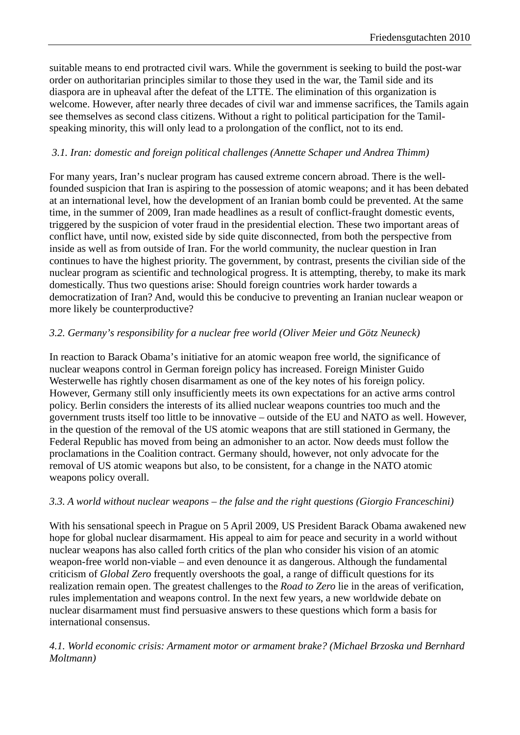suitable means to end protracted civil wars. While the government is seeking to build the post-war order on authoritarian principles similar to those they used in the war, the Tamil side and its diaspora are in upheaval after the defeat of the LTTE. The elimination of this organization is welcome. However, after nearly three decades of civil war and immense sacrifices, the Tamils again see themselves as second class citizens. Without a right to political participation for the Tamil-speaking minority, this will only lead to a prolongation of the conflict, not to its end.

*3.1. Iran: domestic and foreign political challenges (Annette Schaper und Andrea Thimm)*

For many years, Iran's nuclear program has caused extreme concern abroad. There is the well-founded suspicion that Iran is aspiring to the possession of atomic weapons; and it has been debated at an international level, how the development of an Iranian bomb could be prevented. At the same time, in the summer of 2009, Iran made headlines as a result of conflict-fraught domestic events, triggered by the suspicion of voter fraud in the presidential election. These two important areas of conflict have, until now, existed side by side quite disconnected, from both the perspective from inside as well as from outside of Iran. For the world community, the nuclear question in Iran continues to have the highest priority. The government, by contrast, presents the civilian side of the nuclear program as scientific and technological progress. It is attempting, thereby, to make its mark domestically. Thus two questions arise: Should foreign countries work harder towards a democratization of Iran? And, would this be conducive to preventing an Iranian nuclear weapon or more likely be counterproductive?

*3.2. Germany's responsibility for a nuclear free world (Oliver Meier und Götz Neuneck)*

In reaction to Barack Obama's initiative for an atomic weapon free world, the significance of nuclear weapons control in German foreign policy has increased. Foreign Minister Guido Westerwelle has rightly chosen disarmament as one of the key notes of his foreign policy. However, Germany still only insufficiently meets its own expectations for an active arms control policy. Berlin considers the interests of its allied nuclear weapons countries too much and the government trusts itself too little to be innovative – outside of the EU and NATO as well. However, in the question of the removal of the US atomic weapons that are still stationed in Germany, the Federal Republic has moved from being an admonisher to an actor. Now deeds must follow the proclamations in the Coalition contract. Germany should, however, not only advocate for the removal of US atomic weapons but also, to be consistent, for a change in the NATO atomic weapons policy overall.

*3.3. A world without nuclear weapons – the false and the right questions (Giorgio Franceschini)*

With his sensational speech in Prague on 5 April 2009, US President Barack Obama awakened new hope for global nuclear disarmament. His appeal to aim for peace and security in a world without nuclear weapons has also called forth critics of the plan who consider his vision of an atomic weapon-free world non-viable – and even denounce it as dangerous. Although the fundamental criticism of *Global Zero* frequently overshoots the goal, a range of difficult questions for its realization remain open. The greatest challenges to the *Road to Zero* lie in the areas of verification, rules implementation and weapons control. In the next few years, a new worldwide debate on nuclear disarmament must find persuasive answers to these questions which form a basis for international consensus.

*4.1. World economic crisis: Armament motor or armament brake? (Michael Brzoska und Bernhard Moltmann)*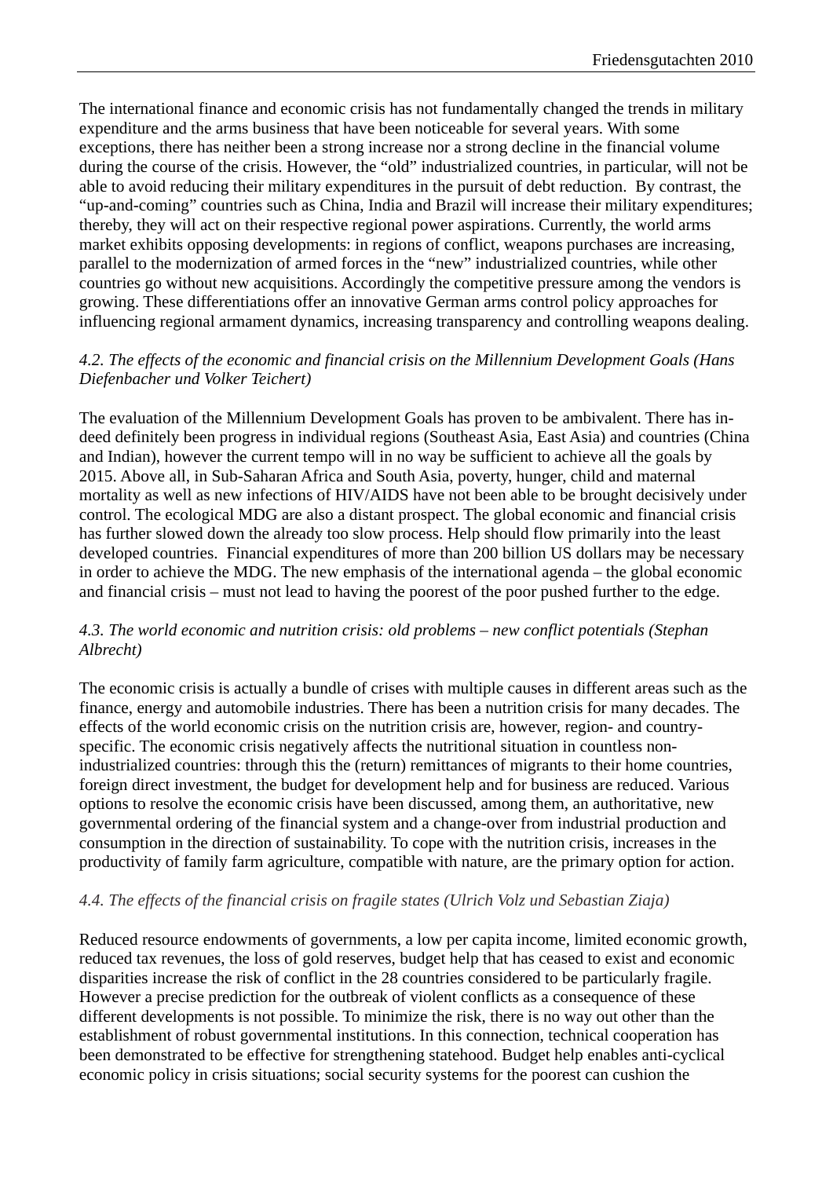The international finance and economic crisis has not fundamentally changed the trends in military expenditure and the arms business that have been noticeable for several years. With some exceptions, there has neither been a strong increase nor a strong decline in the financial volume during the course of the crisis. However, the “old” industrialized countries, in particular, will not be able to avoid reducing their military expenditures in the pursuit of debt reduction. By contrast, the “up-and-coming” countries such as China, India and Brazil will increase their military expenditures; thereby, they will act on their respective regional power aspirations. Currently, the world arms market exhibits opposing developments: in regions of conflict, weapons purchases are increasing, parallel to the modernization of armed forces in the “new” industrialized countries, while other countries go without new acquisitions. Accordingly the competitive pressure among the vendors is growing. These differentiations offer an innovative German arms control policy approaches for influencing regional armament dynamics, increasing transparency and controlling weapons dealing.

### *4.2. The effects of the economic and financial crisis on the Millennium Development Goals (Hans Diefenbacher und Volker Teichert)*

The evaluation of the Millennium Development Goals has proven to be ambivalent. There has indeed definitely been progress in individual regions (Southeast Asia, East Asia) and countries (China and Indian), however the current tempo will in no way be sufficient to achieve all the goals by 2015. Above all, in Sub-Saharan Africa and South Asia, poverty, hunger, child and maternal mortality as well as new infections of HIV/AIDS have not been able to be brought decisively under control. The ecological MDG are also a distant prospect. The global economic and financial crisis has further slowed down the already too slow process. Help should flow primarily into the least developed countries. Financial expenditures of more than 200 billion US dollars may be necessary in order to achieve the MDG. The new emphasis of the international agenda – the global economic and financial crisis – must not lead to having the poorest of the poor pushed further to the edge.

### *4.3. The world economic and nutrition crisis: old problems – new conflict potentials (Stephan Albrecht)*

The economic crisis is actually a bundle of crises with multiple causes in different areas such as the finance, energy and automobile industries. There has been a nutrition crisis for many decades. The effects of the world economic crisis on the nutrition crisis are, however, region- and country-specific. The economic crisis negatively affects the nutritional situation in countless non-industrialized countries: through this the (return) remittances of migrants to their home countries, foreign direct investment, the budget for development help and for business are reduced. Various options to resolve the economic crisis have been discussed, among them, an authoritative, new governmental ordering of the financial system and a change-over from industrial production and consumption in the direction of sustainability. To cope with the nutrition crisis, increases in the productivity of family farm agriculture, compatible with nature, are the primary option for action.

### *4.4. The effects of the financial crisis on fragile states (Ulrich Volz und Sebastian Ziaja)*

Reduced resource endowments of governments, a low per capita income, limited economic growth, reduced tax revenues, the loss of gold reserves, budget help that has ceased to exist and economic disparities increase the risk of conflict in the 28 countries considered to be particularly fragile. However a precise prediction for the outbreak of violent conflicts as a consequence of these different developments is not possible. To minimize the risk, there is no way out other than the establishment of robust governmental institutions. In this connection, technical cooperation has been demonstrated to be effective for strengthening statehood. Budget help enables anti-cyclical economic policy in crisis situations; social security systems for the poorest can cushion the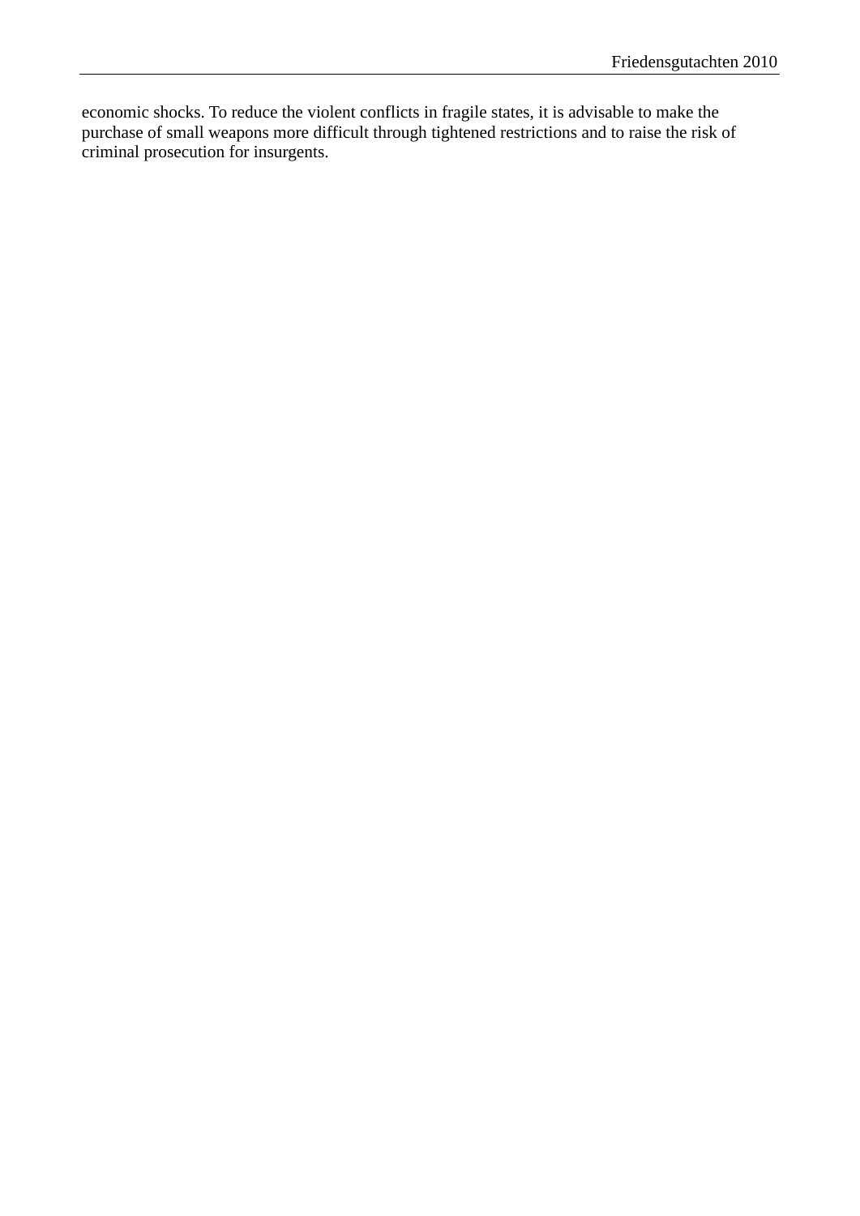economic shocks. To reduce the violent conflicts in fragile states, it is advisable to make the purchase of small weapons more difficult through tightened restrictions and to raise the risk of criminal prosecution for insurgents.